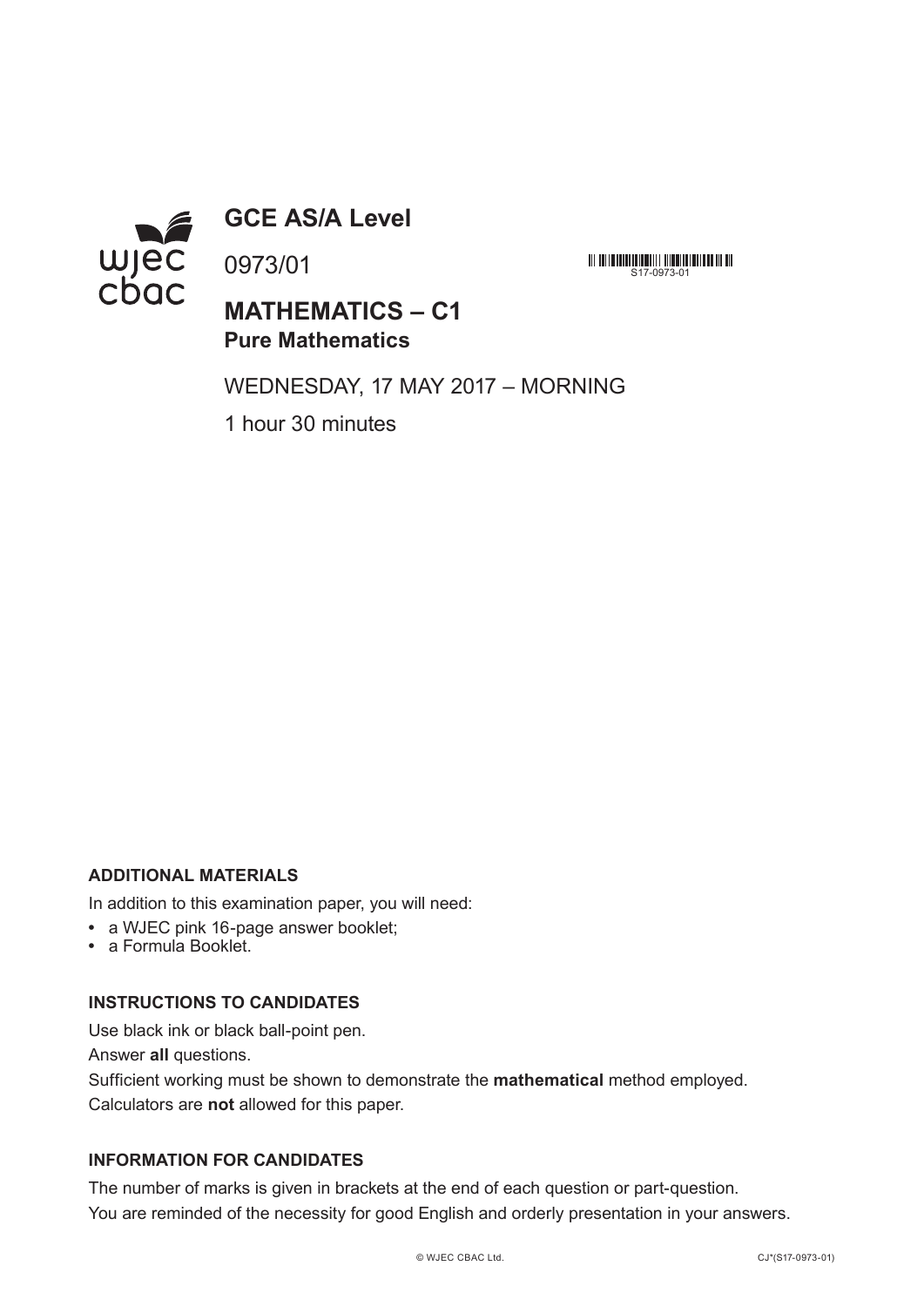# GCE AS/A Level

0973/01

S17-0973-01

## MATHEMATICS – C1
### Pure Mathematics

WEDNESDAY, 17 MAY 2017 – MORNING

1 hour 30 minutes

**ADDITIONAL MATERIALS**

In addition to this examination paper, you will need:

- a WJEC pink 16-page answer booklet;
- a Formula Booklet.

**INSTRUCTIONS TO CANDIDATES**

Use black ink or black ball-point pen.

Answer **all** questions.

Sufficient working must be shown to demonstrate the **mathematical** method employed.

Calculators are **not** allowed for this paper.

**INFORMATION FOR CANDIDATES**

The number of marks is given in brackets at the end of each question or part-question.

You are reminded of the necessity for good English and orderly presentation in your answers.

© WJEC CBAC Ltd. CJ*(S17-0973-01)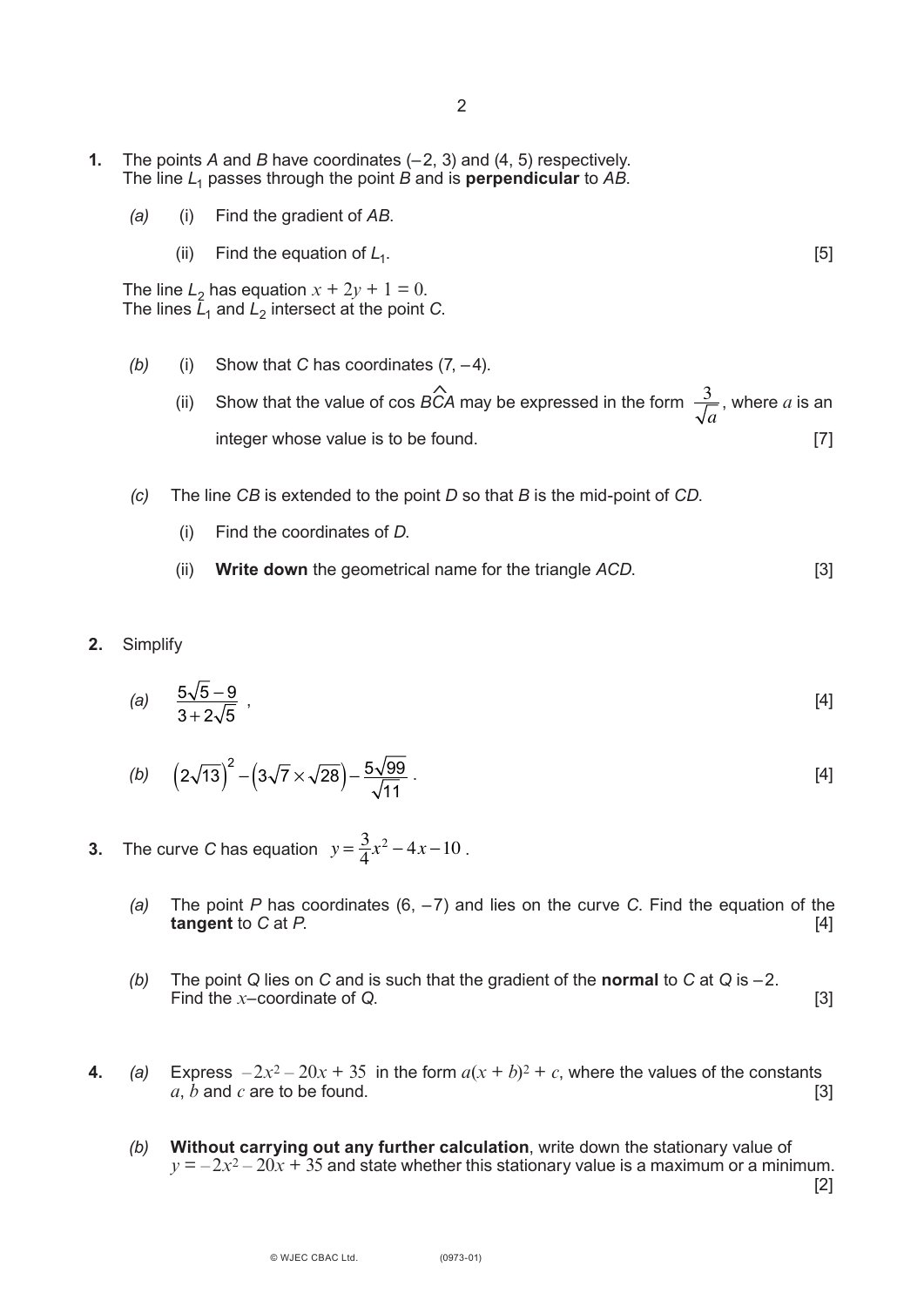**1.** The points $A$ and $B$ have coordinates $(-2, 3)$ and $(4, 5)$ respectively.
The line $L_1$ passes through the point $B$ and is **perpendicular** to $AB$.

*(a)* (i) Find the gradient of $AB$.

(ii) Find the equation of $L_1$. [5]

The line $L_2$ has equation $x + 2y + 1 = 0$.
The lines $L_1$ and $L_2$ intersect at the point $C$.

*(b)* (i) Show that $C$ has coordinates $(7, -4)$.

(ii) Show that the value of $\cos B\hat{C}A$ may be expressed in the form $\dfrac{3}{\sqrt{a}}$, where $a$ is an integer whose value is to be found. [7]

*(c)* The line $CB$ is extended to the point $D$ so that $B$ is the mid-point of $CD$.

(i) Find the coordinates of $D$.

(ii) **Write down** the geometrical name for the triangle $ACD$. [3]

**2.** Simplify

*(a)* $\dfrac{5\sqrt{5}-9}{3+2\sqrt{5}}$ , [4]

*(b)* $\left(2\sqrt{13}\right)^2 - \left(3\sqrt{7}\times\sqrt{28}\right) - \dfrac{5\sqrt{99}}{\sqrt{11}}$ . [4]

**3.** The curve $C$ has equation $y = \dfrac{3}{4}x^2 - 4x - 10$ .

*(a)* The point $P$ has coordinates $(6, -7)$ and lies on the curve $C$. Find the equation of the **tangent** to $C$ at $P$. [4]

*(b)* The point $Q$ lies on $C$ and is such that the gradient of the **normal** to $C$ at $Q$ is $-2$. Find the $x$–coordinate of $Q$. [3]

**4.** *(a)* Express $-2x^2 - 20x + 35$ in the form $a(x + b)^2 + c$, where the values of the constants $a$, $b$ and $c$ are to be found. [3]

*(b)* **Without carrying out any further calculation**, write down the stationary value of $y = -2x^2 - 20x + 35$ and state whether this stationary value is a maximum or a minimum. [2]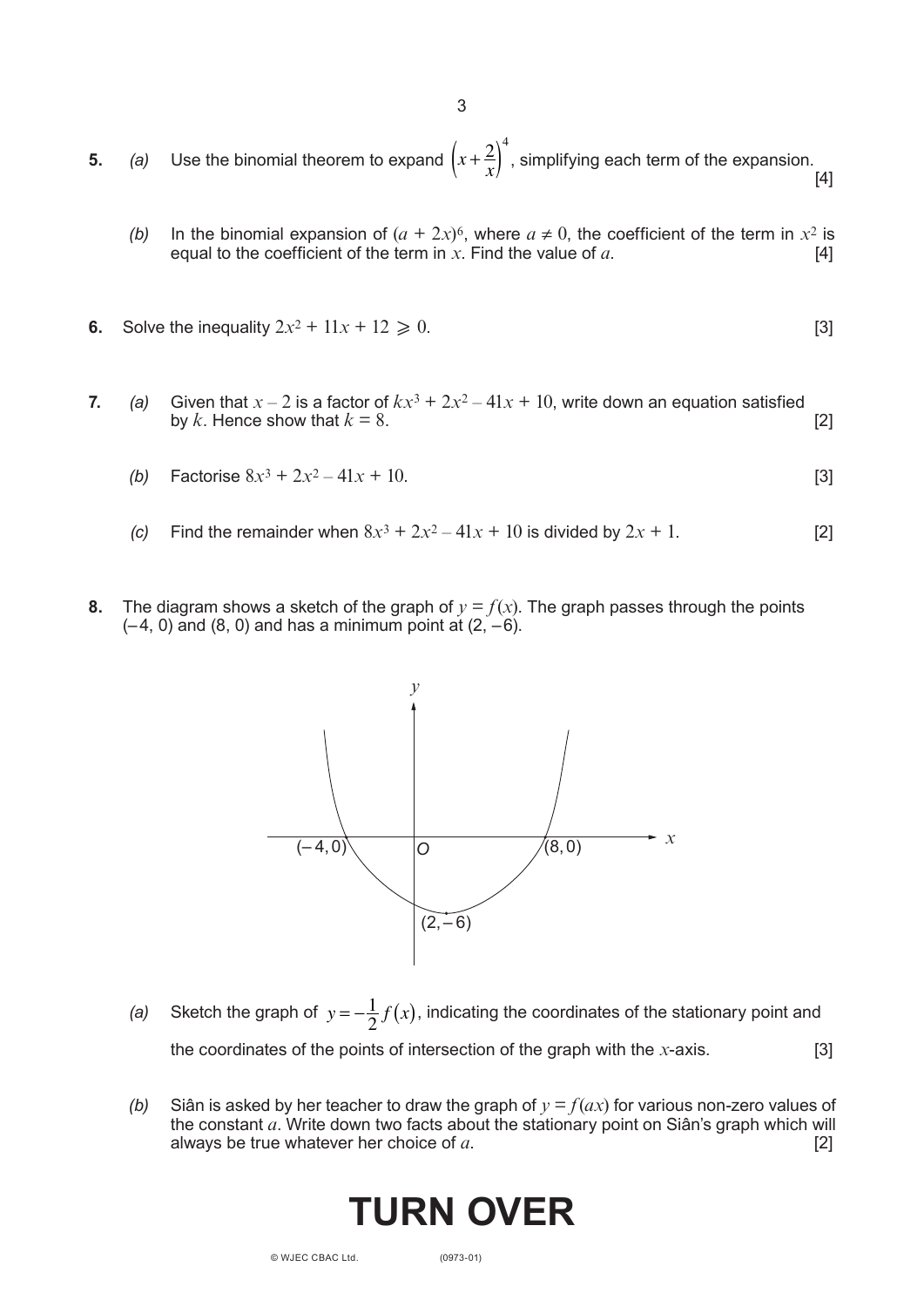**5.** *(a)* Use the binomial theorem to expand $\left(x+\frac{2}{x}\right)^4$, simplifying each term of the expansion. [4]

*(b)* In the binomial expansion of $(a + 2x)^6$, where $a \neq 0$, the coefficient of the term in $x^2$ is equal to the coefficient of the term in $x$. Find the value of $a$. [4]

**6.** Solve the inequality $2x^2 + 11x + 12 \geqslant 0$. [3]

**7.** *(a)* Given that $x - 2$ is a factor of $kx^3 + 2x^2 - 41x + 10$, write down an equation satisfied by $k$. Hence show that $k = 8$. [2]

*(b)* Factorise $8x^3 + 2x^2 - 41x + 10$. [3]

*(c)* Find the remainder when $8x^3 + 2x^2 - 41x + 10$ is divided by $2x + 1$. [2]

**8.** The diagram shows a sketch of the graph of $y = f(x)$. The graph passes through the points $(-4, 0)$ and $(8, 0)$ and has a minimum point at $(2, -6)$.

*(a)* Sketch the graph of $y = -\frac{1}{2}f(x)$, indicating the coordinates of the stationary point and the coordinates of the points of intersection of the graph with the $x$-axis. [3]

*(b)* Siân is asked by her teacher to draw the graph of $y = f(ax)$ for various non-zero values of the constant $a$. Write down two facts about the stationary point on Siân's graph which will always be true whatever her choice of $a$. [2]

# TURN OVER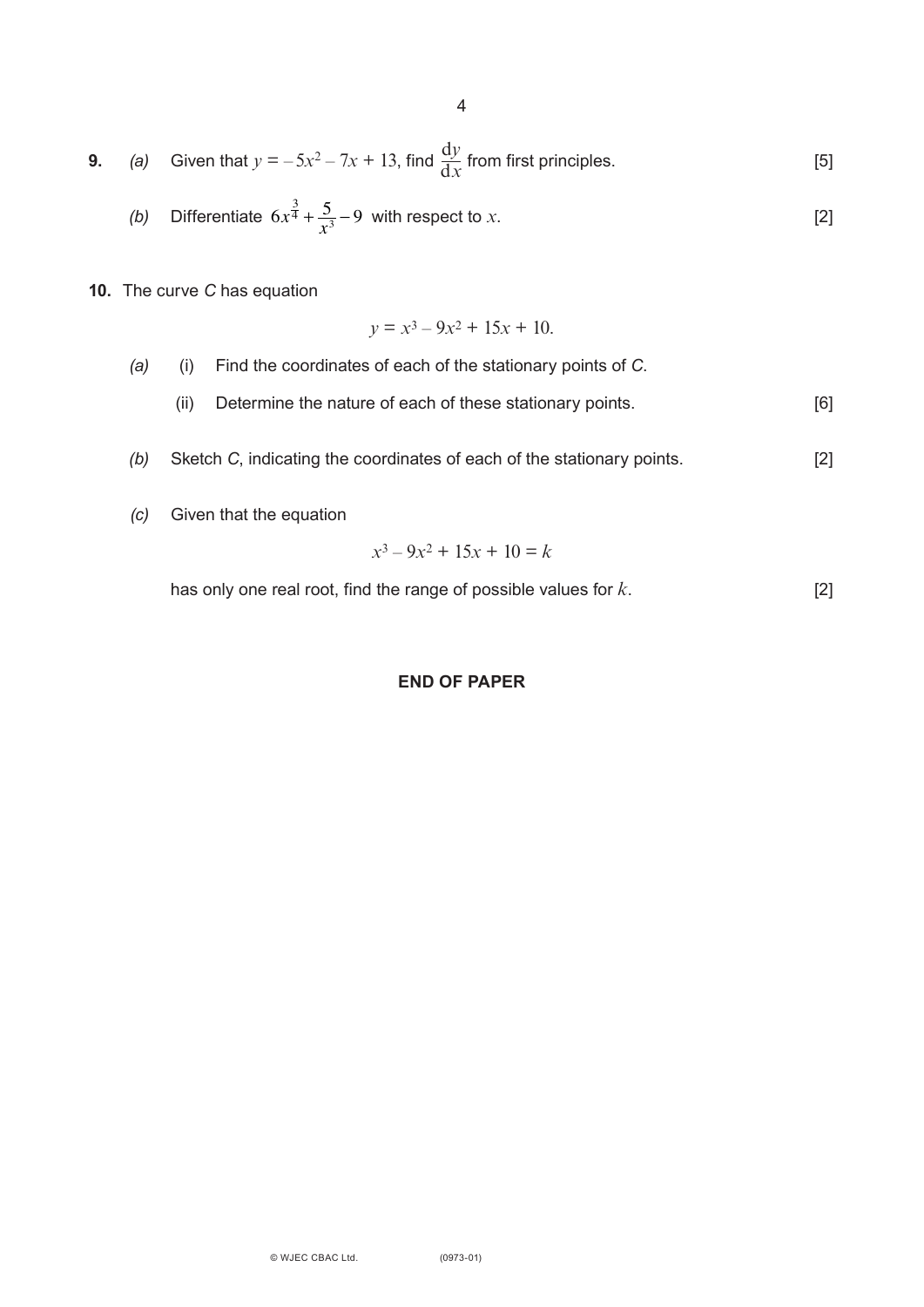**9.** *(a)* Given that $y = -5x^2 - 7x + 13$, find $\dfrac{dy}{dx}$ from first principles. [5]

*(b)* Differentiate $6x^{\frac{3}{4}} + \dfrac{5}{x^3} - 9$ with respect to $x$. [2]

**10.** The curve *C* has equation

$$y = x^3 - 9x^2 + 15x + 10.$$

*(a)* (i) Find the coordinates of each of the stationary points of *C*.

(ii) Determine the nature of each of these stationary points. [6]

*(b)* Sketch *C*, indicating the coordinates of each of the stationary points. [2]

*(c)* Given that the equation

$$x^3 - 9x^2 + 15x + 10 = k$$

has only one real root, find the range of possible values for $k$. [2]

**END OF PAPER**